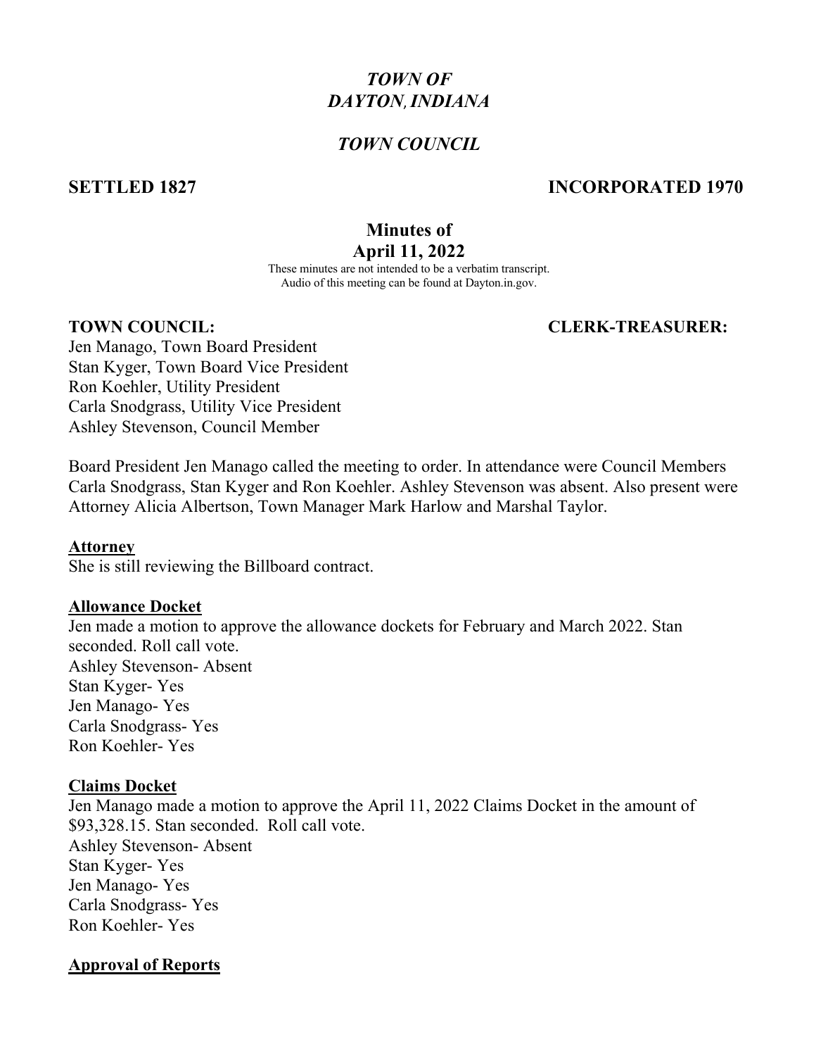# *TOWN OF DAYTON, INDIANA*

## *TOWN COUNCIL*

**SETTLED 1827** **INCORPORATED 1970**

## Minutes of April 11, 2022

These minutes are not intended to be a verbatim transcript.
Audio of this meeting can be found at Dayton.in.gov.

**TOWN COUNCIL:** **CLERK-TREASURER:**

Jen Manago, Town Board President
Stan Kyger, Town Board Vice President
Ron Koehler, Utility President
Carla Snodgrass, Utility Vice President
Ashley Stevenson, Council Member

Board President Jen Manago called the meeting to order. In attendance were Council Members Carla Snodgrass, Stan Kyger and Ron Koehler. Ashley Stevenson was absent. Also present were Attorney Alicia Albertson, Town Manager Mark Harlow and Marshal Taylor.

**Attorney**

She is still reviewing the Billboard contract.

**Allowance Docket**

Jen made a motion to approve the allowance dockets for February and March 2022. Stan seconded. Roll call vote.
Ashley Stevenson- Absent
Stan Kyger- Yes
Jen Manago- Yes
Carla Snodgrass- Yes
Ron Koehler- Yes

**Claims Docket**

Jen Manago made a motion to approve the April 11, 2022 Claims Docket in the amount of $93,328.15. Stan seconded. Roll call vote.
Ashley Stevenson- Absent
Stan Kyger- Yes
Jen Manago- Yes
Carla Snodgrass- Yes
Ron Koehler- Yes

**Approval of Reports**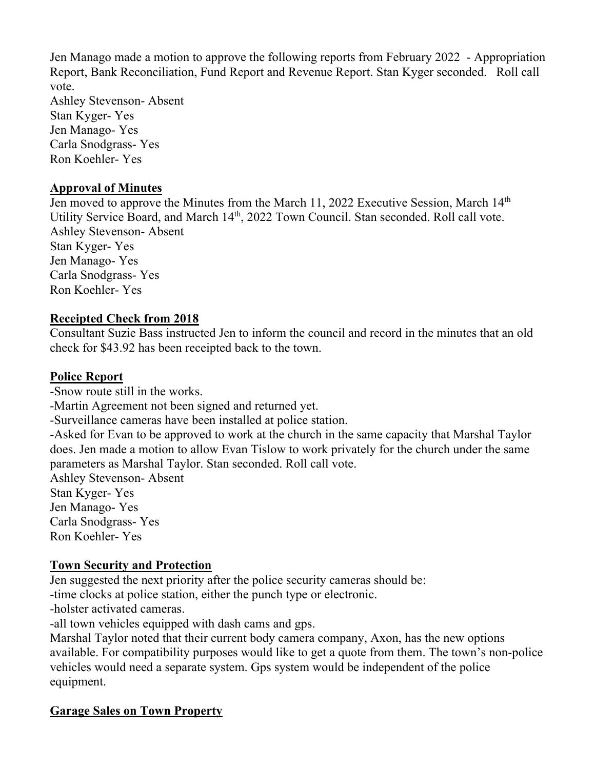Jen Manago made a motion to approve the following reports from February 2022 - Appropriation Report, Bank Reconciliation, Fund Report and Revenue Report. Stan Kyger seconded. Roll call vote.
Ashley Stevenson- Absent
Stan Kyger- Yes
Jen Manago- Yes
Carla Snodgrass- Yes
Ron Koehler- Yes

**Approval of Minutes**

Jen moved to approve the Minutes from the March 11, 2022 Executive Session, March 14th Utility Service Board, and March 14th, 2022 Town Council. Stan seconded. Roll call vote.
Ashley Stevenson- Absent
Stan Kyger- Yes
Jen Manago- Yes
Carla Snodgrass- Yes
Ron Koehler- Yes

**Receipted Check from 2018**

Consultant Suzie Bass instructed Jen to inform the council and record in the minutes that an old check for $43.92 has been receipted back to the town.

**Police Report**

-Snow route still in the works.
-Martin Agreement not been signed and returned yet.
-Surveillance cameras have been installed at police station.
-Asked for Evan to be approved to work at the church in the same capacity that Marshal Taylor does. Jen made a motion to allow Evan Tislow to work privately for the church under the same parameters as Marshal Taylor. Stan seconded. Roll call vote.
Ashley Stevenson- Absent
Stan Kyger- Yes
Jen Manago- Yes
Carla Snodgrass- Yes
Ron Koehler- Yes

**Town Security and Protection**

Jen suggested the next priority after the police security cameras should be:
-time clocks at police station, either the punch type or electronic.
-holster activated cameras.
-all town vehicles equipped with dash cams and gps.
Marshal Taylor noted that their current body camera company, Axon, has the new options available. For compatibility purposes would like to get a quote from them. The town's non-police vehicles would need a separate system. Gps system would be independent of the police equipment.

**Garage Sales on Town Property**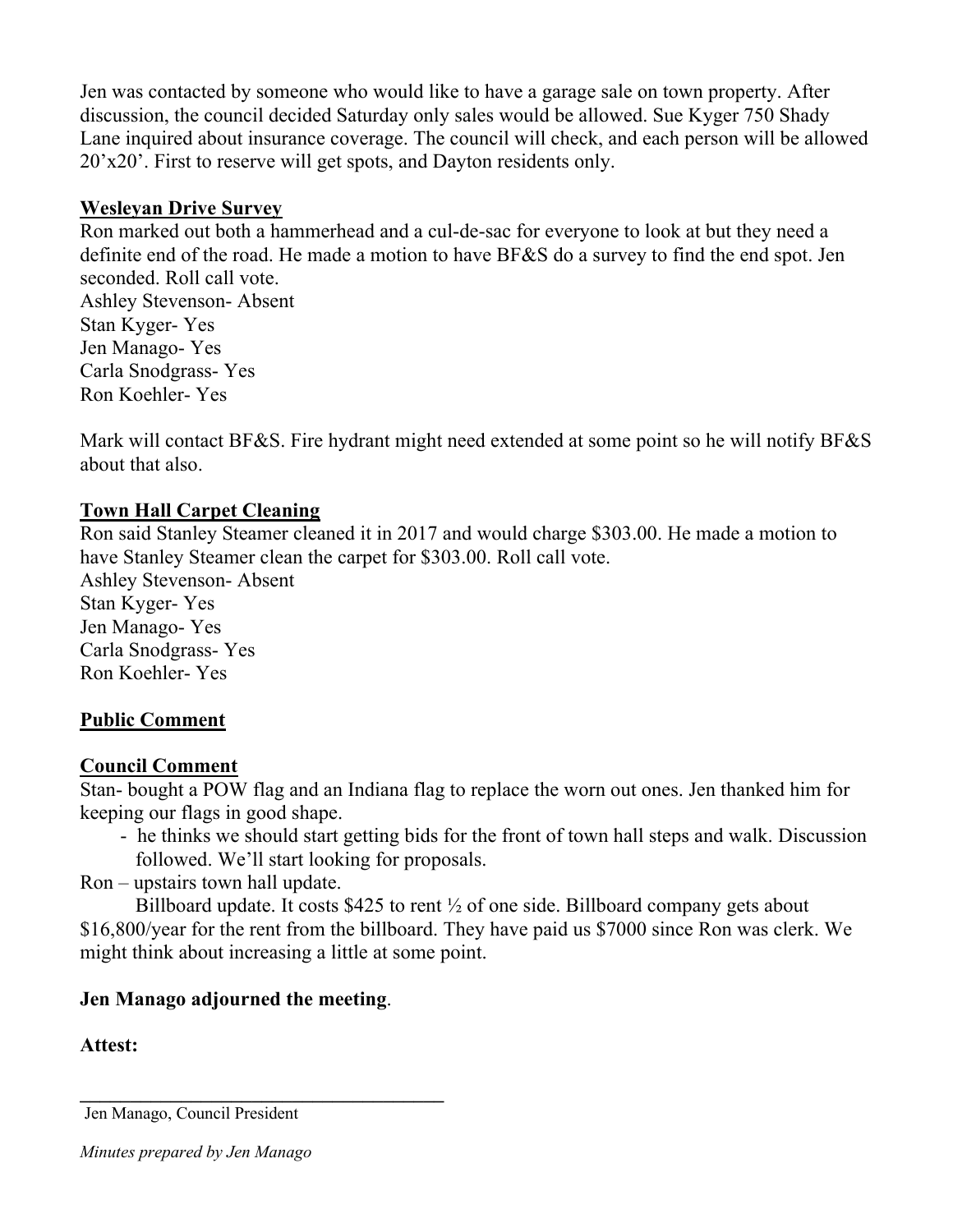Jen was contacted by someone who would like to have a garage sale on town property. After discussion, the council decided Saturday only sales would be allowed. Sue Kyger 750 Shady Lane inquired about insurance coverage. The council will check, and each person will be allowed 20'x20'. First to reserve will get spots, and Dayton residents only.

**Wesleyan Drive Survey**

Ron marked out both a hammerhead and a cul-de-sac for everyone to look at but they need a definite end of the road. He made a motion to have BF&S do a survey to find the end spot. Jen seconded. Roll call vote.

Ashley Stevenson- Absent
Stan Kyger- Yes
Jen Manago- Yes
Carla Snodgrass- Yes
Ron Koehler- Yes

Mark will contact BF&S. Fire hydrant might need extended at some point so he will notify BF&S about that also.

**Town Hall Carpet Cleaning**

Ron said Stanley Steamer cleaned it in 2017 and would charge $303.00. He made a motion to have Stanley Steamer clean the carpet for $303.00. Roll call vote.

Ashley Stevenson- Absent
Stan Kyger- Yes
Jen Manago- Yes
Carla Snodgrass- Yes
Ron Koehler- Yes

**Public Comment**

**Council Comment**

Stan- bought a POW flag and an Indiana flag to replace the worn out ones. Jen thanked him for keeping our flags in good shape.

- he thinks we should start getting bids for the front of town hall steps and walk. Discussion followed. We'll start looking for proposals.

Ron – upstairs town hall update.

Billboard update. It costs $425 to rent ½ of one side. Billboard company gets about $16,800/year for the rent from the billboard. They have paid us $7000 since Ron was clerk. We might think about increasing a little at some point.

**Jen Manago adjourned the meeting**.

**Attest:**

\_\_\_\_\_\_\_\_\_\_\_\_\_\_\_\_\_\_\_\_\_\_\_\_\_\_\_\_\_\_\_\_\_\_\_\_

Jen Manago, Council President

*Minutes prepared by Jen Manago*